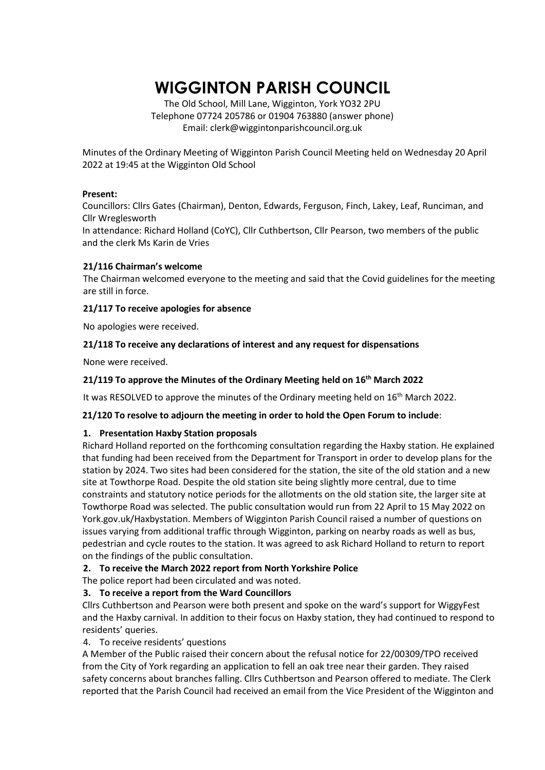# WIGGINTON PARISH COUNCIL

The Old School, Mill Lane, Wigginton, York YO32 2PU
Telephone 07724 205786 or 01904 763880 (answer phone)
Email: clerk@wiggintonparishcouncil.org.uk

Minutes of the Ordinary Meeting of Wigginton Parish Council Meeting held on Wednesday 20 April 2022 at 19:45 at the Wigginton Old School

**Present:**

Councillors: Cllrs Gates (Chairman), Denton, Edwards, Ferguson, Finch, Lakey, Leaf, Runciman, and Cllr Wreglesworth

In attendance: Richard Holland (CoYC), Cllr Cuthbertson, Cllr Pearson, two members of the public and the clerk Ms Karin de Vries

**21/116 Chairman's welcome**

The Chairman welcomed everyone to the meeting and said that the Covid guidelines for the meeting are still in force.

**21/117 To receive apologies for absence**

No apologies were received.

**21/118 To receive any declarations of interest and any request for dispensations**

None were received.

**21/119 To approve the Minutes of the Ordinary Meeting held on 16th March 2022**

It was RESOLVED to approve the minutes of the Ordinary meeting held on 16th March 2022.

**21/120 To resolve to adjourn the meeting in order to hold the Open Forum to include**:

1. **Presentation Haxby Station proposals**

Richard Holland reported on the forthcoming consultation regarding the Haxby station. He explained that funding had been received from the Department for Transport in order to develop plans for the station by 2024. Two sites had been considered for the station, the site of the old station and a new site at Towthorpe Road. Despite the old station site being slightly more central, due to time constraints and statutory notice periods for the allotments on the old station site, the larger site at Towthorpe Road was selected. The public consultation would run from 22 April to 15 May 2022 on York.gov.uk/Haxbystation. Members of Wigginton Parish Council raised a number of questions on issues varying from additional traffic through Wigginton, parking on nearby roads as well as bus, pedestrian and cycle routes to the station. It was agreed to ask Richard Holland to return to report on the findings of the public consultation.

2. **To receive the March 2022 report from North Yorkshire Police**

The police report had been circulated and was noted.

3. **To receive a report from the Ward Councillors**

Cllrs Cuthbertson and Pearson were both present and spoke on the ward's support for WiggyFest and the Haxby carnival. In addition to their focus on Haxby station, they had continued to respond to residents' queries.

4. To receive residents' questions

A Member of the Public raised their concern about the refusal notice for 22/00309/TPO received from the City of York regarding an application to fell an oak tree near their garden. They raised safety concerns about branches falling. Cllrs Cuthbertson and Pearson offered to mediate. The Clerk reported that the Parish Council had received an email from the Vice President of the Wigginton and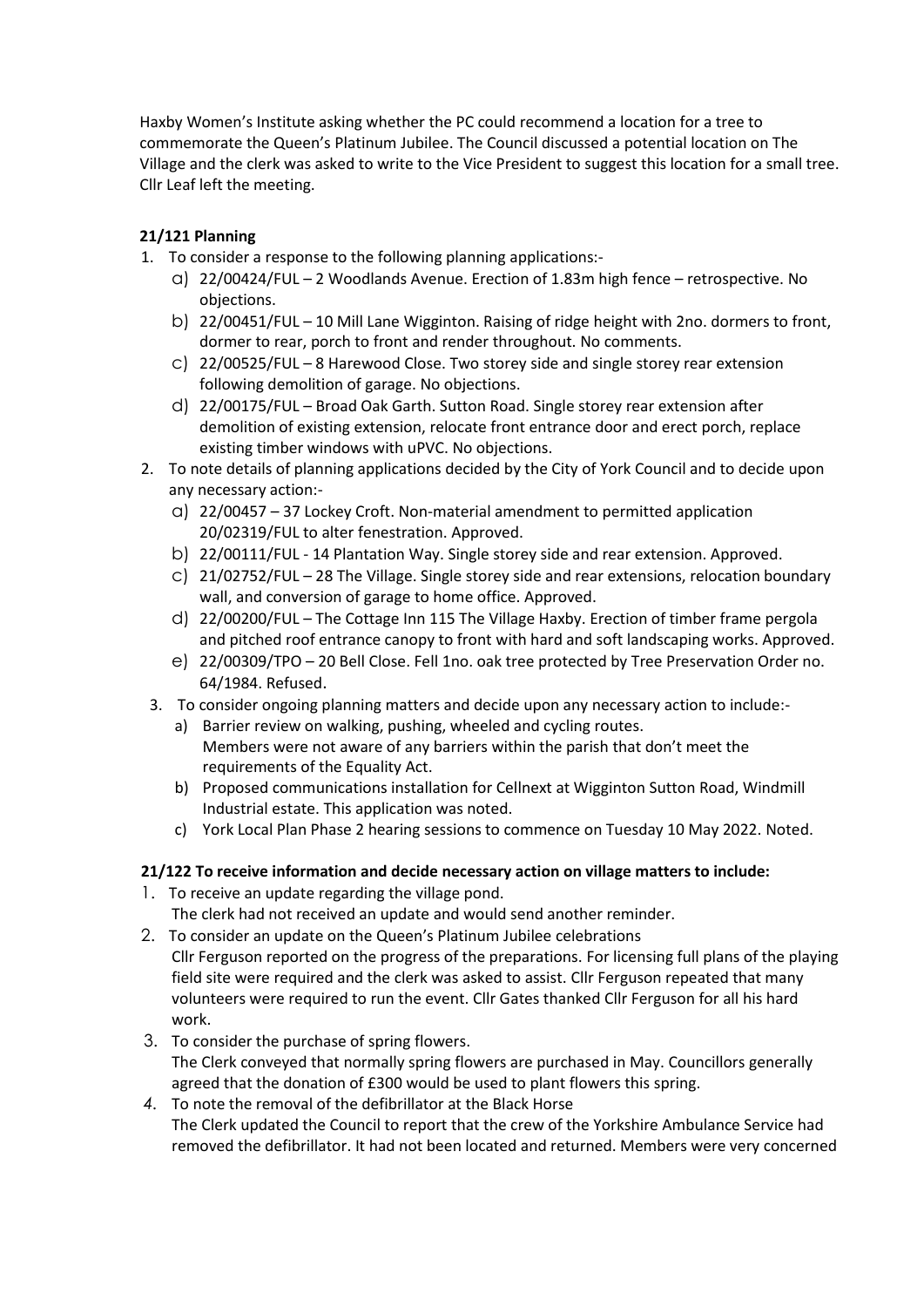Haxby Women's Institute asking whether the PC could recommend a location for a tree to commemorate the Queen's Platinum Jubilee. The Council discussed a potential location on The Village and the clerk was asked to write to the Vice President to suggest this location for a small tree. Cllr Leaf left the meeting.

**21/121 Planning**

1. To consider a response to the following planning applications:-
   a) 22/00424/FUL – 2 Woodlands Avenue. Erection of 1.83m high fence – retrospective. No objections.
   b) 22/00451/FUL – 10 Mill Lane Wigginton. Raising of ridge height with 2no. dormers to front, dormer to rear, porch to front and render throughout. No comments.
   c) 22/00525/FUL – 8 Harewood Close. Two storey side and single storey rear extension following demolition of garage. No objections.
   d) 22/00175/FUL – Broad Oak Garth. Sutton Road. Single storey rear extension after demolition of existing extension, relocate front entrance door and erect porch, replace existing timber windows with uPVC. No objections.
2. To note details of planning applications decided by the City of York Council and to decide upon any necessary action:-
   a) 22/00457 – 37 Lockey Croft. Non-material amendment to permitted application 20/02319/FUL to alter fenestration. Approved.
   b) 22/00111/FUL - 14 Plantation Way. Single storey side and rear extension. Approved.
   c) 21/02752/FUL – 28 The Village. Single storey side and rear extensions, relocation boundary wall, and conversion of garage to home office. Approved.
   d) 22/00200/FUL – The Cottage Inn 115 The Village Haxby. Erection of timber frame pergola and pitched roof entrance canopy to front with hard and soft landscaping works. Approved.
   e) 22/00309/TPO – 20 Bell Close. Fell 1no. oak tree protected by Tree Preservation Order no. 64/1984. Refused.
3. To consider ongoing planning matters and decide upon any necessary action to include:-
   a) Barrier review on walking, pushing, wheeled and cycling routes.
      Members were not aware of any barriers within the parish that don't meet the requirements of the Equality Act.
   b) Proposed communications installation for Cellnext at Wigginton Sutton Road, Windmill Industrial estate. This application was noted.
   c) York Local Plan Phase 2 hearing sessions to commence on Tuesday 10 May 2022. Noted.

**21/122 To receive information and decide necessary action on village matters to include:**

1. To receive an update regarding the village pond.
   The clerk had not received an update and would send another reminder.
2. To consider an update on the Queen's Platinum Jubilee celebrations
   Cllr Ferguson reported on the progress of the preparations. For licensing full plans of the playing field site were required and the clerk was asked to assist. Cllr Ferguson repeated that many volunteers were required to run the event. Cllr Gates thanked Cllr Ferguson for all his hard work.
3. To consider the purchase of spring flowers.
   The Clerk conveyed that normally spring flowers are purchased in May. Councillors generally agreed that the donation of £300 would be used to plant flowers this spring.
4. To note the removal of the defibrillator at the Black Horse
   The Clerk updated the Council to report that the crew of the Yorkshire Ambulance Service had removed the defibrillator. It had not been located and returned. Members were very concerned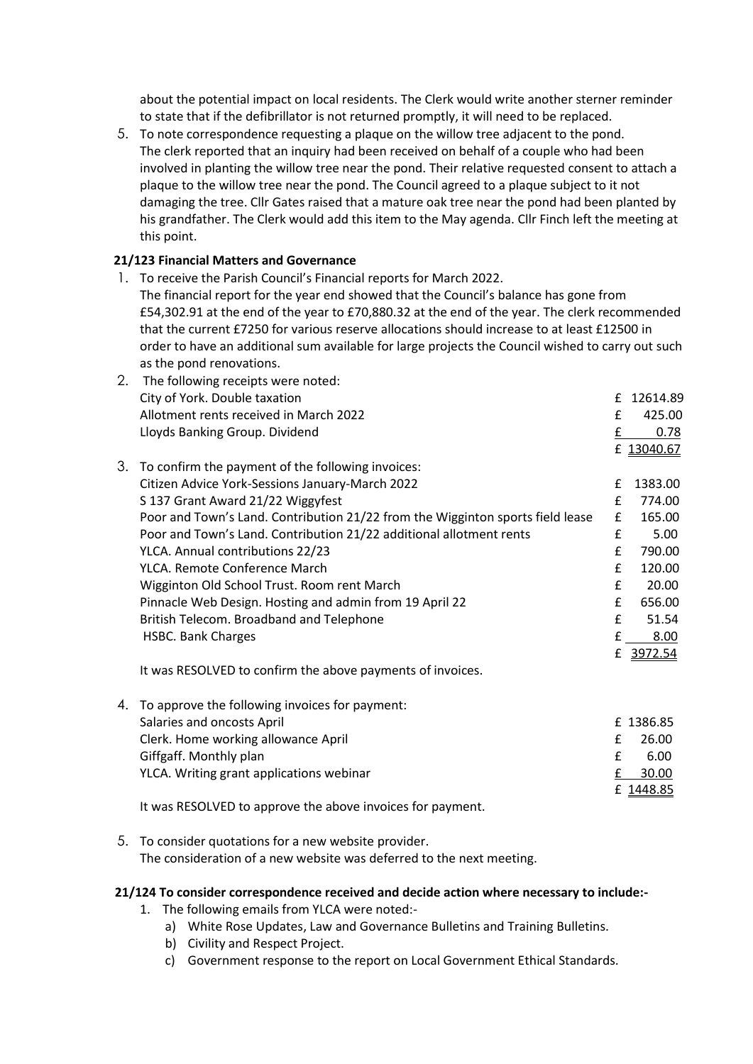about the potential impact on local residents. The Clerk would write another sterner reminder to state that if the defibrillator is not returned promptly, it will need to be replaced.

5. To note correspondence requesting a plaque on the willow tree adjacent to the pond. The clerk reported that an inquiry had been received on behalf of a couple who had been involved in planting the willow tree near the pond. Their relative requested consent to attach a plaque to the willow tree near the pond. The Council agreed to a plaque subject to it not damaging the tree. Cllr Gates raised that a mature oak tree near the pond had been planted by his grandfather. The Clerk would add this item to the May agenda. Cllr Finch left the meeting at this point.

**21/123 Financial Matters and Governance**

1. To receive the Parish Council's Financial reports for March 2022.
   The financial report for the year end showed that the Council's balance has gone from £54,302.91 at the end of the year to £70,880.32 at the end of the year. The clerk recommended that the current £7250 for various reserve allocations should increase to at least £12500 in order to have an additional sum available for large projects the Council wished to carry out such as the pond renovations.

2. The following receipts were noted:

| | |
|---|---|
| City of York. Double taxation | £ 12614.89 |
| Allotment rents received in March 2022 | £ 425.00 |
| Lloyds Banking Group. Dividend | £ 0.78 |
| | £ 13040.67 |

3. To confirm the payment of the following invoices:

| | |
|---|---|
| Citizen Advice York-Sessions January-March 2022 | £ 1383.00 |
| S 137 Grant Award 21/22 Wiggyfest | £ 774.00 |
| Poor and Town's Land. Contribution 21/22 from the Wigginton sports field lease | £ 165.00 |
| Poor and Town's Land. Contribution 21/22 additional allotment rents | £ 5.00 |
| YLCA. Annual contributions 22/23 | £ 790.00 |
| YLCA. Remote Conference March | £ 120.00 |
| Wigginton Old School Trust. Room rent March | £ 20.00 |
| Pinnacle Web Design. Hosting and admin from 19 April 22 | £ 656.00 |
| British Telecom. Broadband and Telephone | £ 51.54 |
| HSBC. Bank Charges | £ 8.00 |
| | £ 3972.54 |

   It was RESOLVED to confirm the above payments of invoices.

4. To approve the following invoices for payment:

| | |
|---|---|
| Salaries and oncosts April | £ 1386.85 |
| Clerk. Home working allowance April | £ 26.00 |
| Giffgaff. Monthly plan | £ 6.00 |
| YLCA. Writing grant applications webinar | £ 30.00 |
| | £ 1448.85 |

   It was RESOLVED to approve the above invoices for payment.

5. To consider quotations for a new website provider.
   The consideration of a new website was deferred to the next meeting.

**21/124 To consider correspondence received and decide action where necessary to include:-**

1. The following emails from YLCA were noted:-
   a) White Rose Updates, Law and Governance Bulletins and Training Bulletins.
   b) Civility and Respect Project.
   c) Government response to the report on Local Government Ethical Standards.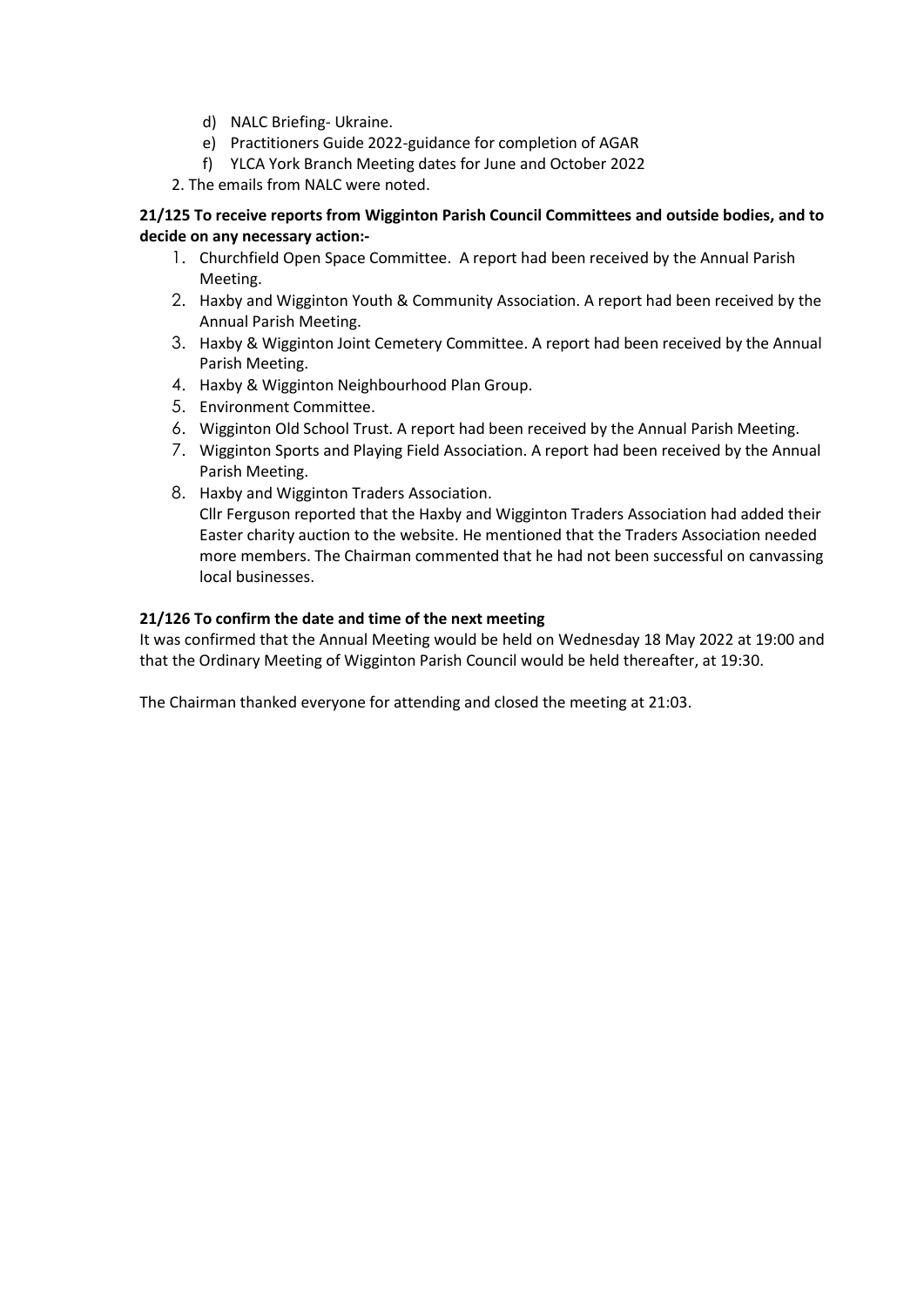d) NALC Briefing- Ukraine.
e) Practitioners Guide 2022-guidance for completion of AGAR
f) YLCA York Branch Meeting dates for June and October 2022

2. The emails from NALC were noted.

**21/125 To receive reports from Wigginton Parish Council Committees and outside bodies, and to decide on any necessary action:-**

1. Churchfield Open Space Committee. A report had been received by the Annual Parish Meeting.
2. Haxby and Wigginton Youth & Community Association. A report had been received by the Annual Parish Meeting.
3. Haxby & Wigginton Joint Cemetery Committee. A report had been received by the Annual Parish Meeting.
4. Haxby & Wigginton Neighbourhood Plan Group.
5. Environment Committee.
6. Wigginton Old School Trust. A report had been received by the Annual Parish Meeting.
7. Wigginton Sports and Playing Field Association. A report had been received by the Annual Parish Meeting.
8. Haxby and Wigginton Traders Association.
   Cllr Ferguson reported that the Haxby and Wigginton Traders Association had added their Easter charity auction to the website. He mentioned that the Traders Association needed more members. The Chairman commented that he had not been successful on canvassing local businesses.

**21/126 To confirm the date and time of the next meeting**

It was confirmed that the Annual Meeting would be held on Wednesday 18 May 2022 at 19:00 and that the Ordinary Meeting of Wigginton Parish Council would be held thereafter, at 19:30.

The Chairman thanked everyone for attending and closed the meeting at 21:03.